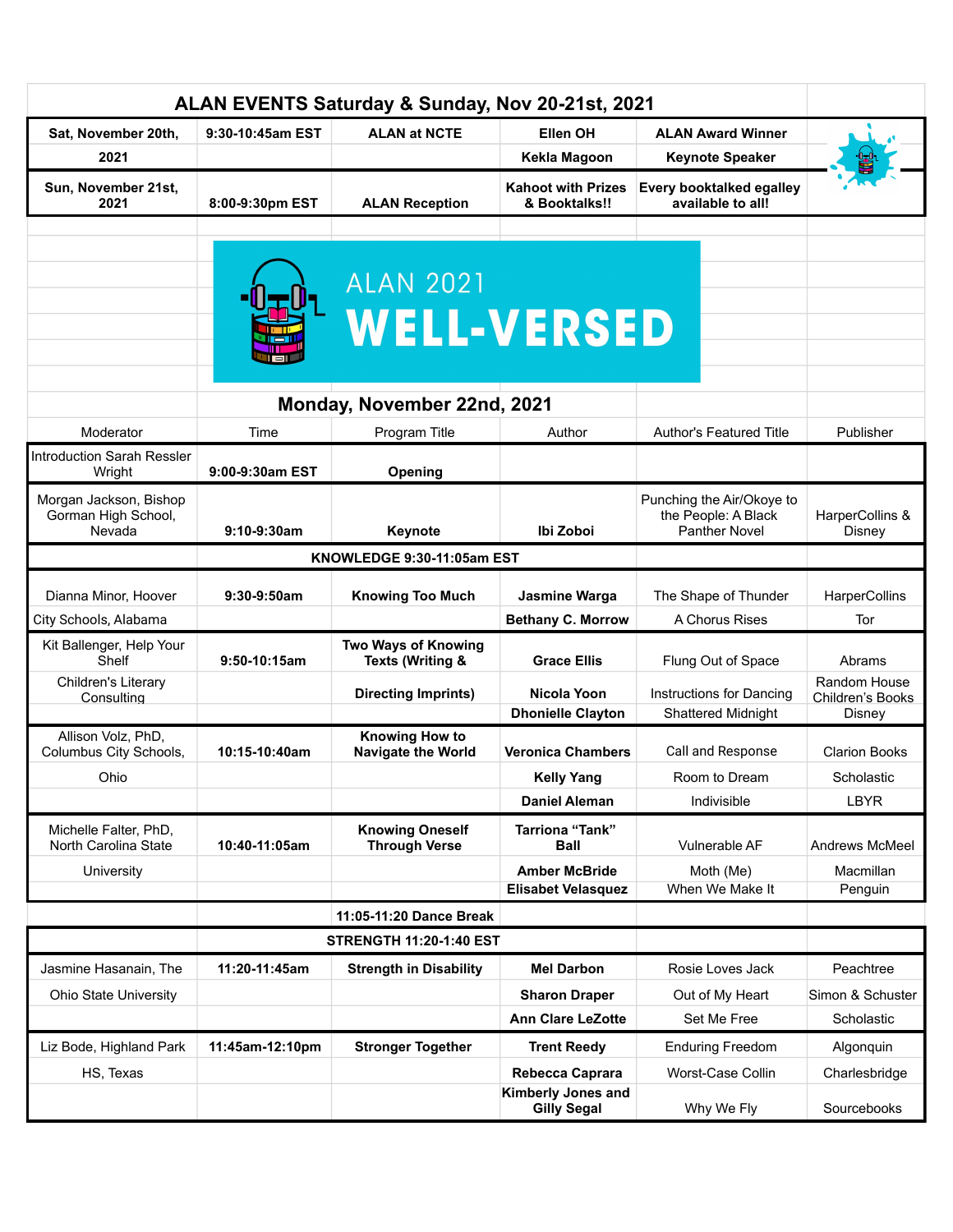# ALAN EVENTS Saturday & Sunday, Nov 20-21st, 2021

| | | | | |
|---|---|---|---|---|
| Sat, November 20th, 2021 | 9:30-10:45am EST | ALAN at NCTE | Ellen OH<br>Kekla Magoon | ALAN Award Winner<br>Keynote Speaker |
| Sun, November 21st, 2021 | 8:00-9:30pm EST | ALAN Reception | Kahoot with Prizes & Booktalks!! | Every booktalked egalley available to all! |

ALAN 2021

**WELL-VERSED**

## Monday, November 22nd, 2021

| Moderator | Time | Program Title | Author | Author's Featured Title | Publisher |
|---|---|---|---|---|---|
| Introduction Sarah Ressler Wright | **9:00-9:30am EST** | **Opening** | | | |
| Morgan Jackson, Bishop Gorman High School, Nevada | **9:10-9:30am** | **Keynote** | **Ibi Zoboi** | Punching the Air/Okoye to the People: A Black Panther Novel | HarperCollins & Disney |
| | **KNOWLEDGE 9:30-11:05am EST** | | | | |
| Dianna Minor, Hoover City Schools, Alabama | **9:30-9:50am** | **Knowing Too Much** | **Jasmine Warga** | The Shape of Thunder | HarperCollins |
| | | | **Bethany C. Morrow** | A Chorus Rises | Tor |
| Kit Ballenger, Help Your Shelf Children's Literary Consulting | **9:50-10:15am** | **Two Ways of Knowing Texts (Writing & Directing Imprints)** | **Grace Ellis** | Flung Out of Space | Abrams |
| | | | **Nicola Yoon** | Instructions for Dancing | Random House Children's Books |
| | | | **Dhonielle Clayton** | Shattered Midnight | Disney |
| Allison Volz, PhD, Columbus City Schools, Ohio | **10:15-10:40am** | **Knowing How to Navigate the World** | **Veronica Chambers** | Call and Response | Clarion Books |
| | | | **Kelly Yang** | Room to Dream | Scholastic |
| | | | **Daniel Aleman** | Indivisible | LBYR |
| Michelle Falter, PhD, North Carolina State University | **10:40-11:05am** | **Knowing Oneself Through Verse** | **Tarriona "Tank" Ball** | Vulnerable AF | Andrews McMeel |
| | | | **Amber McBride** | Moth (Me) | Macmillan |
| | | | **Elisabet Velasquez** | When We Make It | Penguin |
| | | **11:05-11:20 Dance Break** | | | |
| | **STRENGTH 11:20-1:40 EST** | | | | |
| Jasmine Hasanain, The Ohio State University | **11:20-11:45am** | **Strength in Disability** | **Mel Darbon** | Rosie Loves Jack | Peachtree |
| | | | **Sharon Draper** | Out of My Heart | Simon & Schuster |
| | | | **Ann Clare LeZotte** | Set Me Free | Scholastic |
| Liz Bode, Highland Park HS, Texas | **11:45am-12:10pm** | **Stronger Together** | **Trent Reedy** | Enduring Freedom | Algonquin |
| | | | **Rebecca Caprara** | Worst-Case Collin | Charlesbridge |
| | | | **Kimberly Jones and Gilly Segal** | Why We Fly | Sourcebooks |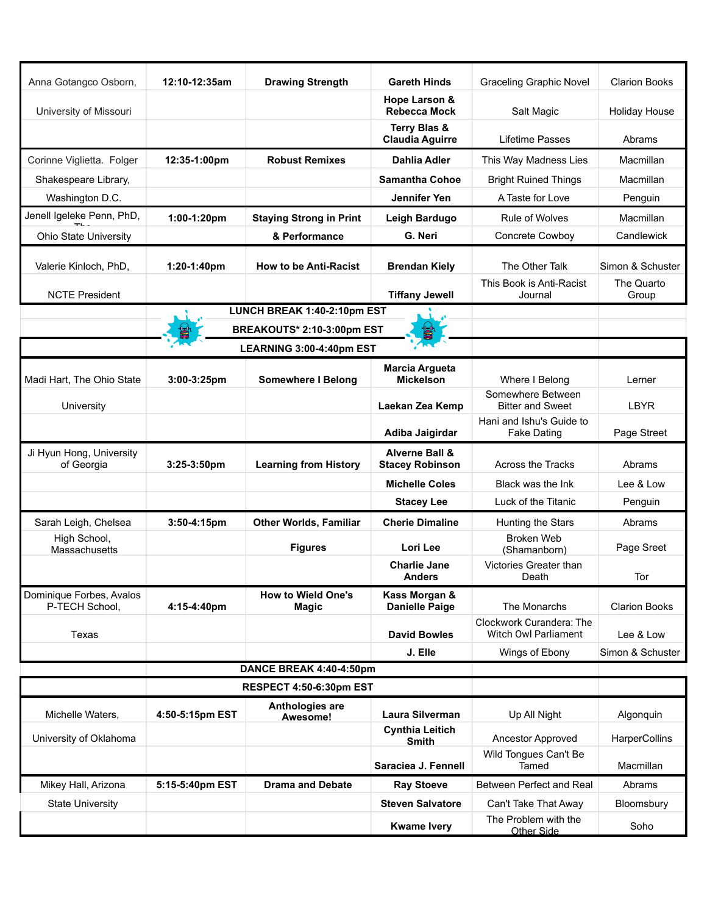| | | | | | |
|---|---|---|---|---|---|
| Anna Gotangco Osborn, | 12:10-12:35am | Drawing Strength | Gareth Hinds | Graceling Graphic Novel | Clarion Books |
| University of Missouri | | | Hope Larson & Rebecca Mock | Salt Magic | Holiday House |
| | | | Terry Blas & Claudia Aguirre | Lifetime Passes | Abrams |
| Corinne Viglietta. Folger | 12:35-1:00pm | Robust Remixes | Dahlia Adler | This Way Madness Lies | Macmillan |
| Shakespeare Library, | | | Samantha Cohoe | Bright Ruined Things | Macmillan |
| Washington D.C. | | | Jennifer Yen | A Taste for Love | Penguin |
| Jenell Igeleke Penn, PhD, The | 1:00-1:20pm | Staying Strong in Print | Leigh Bardugo | Rule of Wolves | Macmillan |
| Ohio State University | | & Performance | G. Neri | Concrete Cowboy | Candlewick |
| Valerie Kinloch, PhD, | 1:20-1:40pm | How to be Anti-Racist | Brendan Kiely | The Other Talk | Simon & Schuster |
| NCTE President | | | Tiffany Jewell | This Book is Anti-Racist Journal | The Quarto Group |
| | | LUNCH BREAK 1:40-2:10pm EST | | | |
| | | BREAKOUTS* 2:10-3:00pm EST | | | |
| | | LEARNING 3:00-4:40pm EST | | | |
| Madi Hart, The Ohio State | 3:00-3:25pm | Somewhere I Belong | Marcia Argueta Mickelson | Where I Belong | Lerner |
| University | | | Laekan Zea Kemp | Somewhere Between Bitter and Sweet | LBYR |
| | | | Adiba Jaigirdar | Hani and Ishu's Guide to Fake Dating | Page Street |
| Ji Hyun Hong, University of Georgia | 3:25-3:50pm | Learning from History | Alverne Ball & Stacey Robinson | Across the Tracks | Abrams |
| | | | Michelle Coles | Black was the Ink | Lee & Low |
| | | | Stacey Lee | Luck of the Titanic | Penguin |
| Sarah Leigh, Chelsea | 3:50-4:15pm | Other Worlds, Familiar | Cherie Dimaline | Hunting the Stars | Abrams |
| High School, Massachusetts | | Figures | Lori Lee | Broken Web (Shamanborn) | Page Sreet |
| | | | Charlie Jane Anders | Victories Greater than Death | Tor |
| Dominique Forbes, Avalos P-TECH School, | 4:15-4:40pm | How to Wield One's Magic | Kass Morgan & Danielle Paige | The Monarchs | Clarion Books |
| Texas | | | David Bowles | Clockwork Curandera: The Witch Owl Parliament | Lee & Low |
| | | | J. Elle | Wings of Ebony | Simon & Schuster |
| | | DANCE BREAK 4:40-4:50pm | | | |
| | | RESPECT 4:50-6:30pm EST | | | |
| Michelle Waters, | 4:50-5:15pm EST | Anthologies are Awesome! | Laura Silverman | Up All Night | Algonquin |
| University of Oklahoma | | | Cynthia Leitich Smith | Ancestor Approved | HarperCollins |
| | | | Saraciea J. Fennell | Wild Tongues Can't Be Tamed | Macmillan |
| Mikey Hall, Arizona | 5:15-5:40pm EST | Drama and Debate | Ray Stoeve | Between Perfect and Real | Abrams |
| State University | | | Steven Salvatore | Can't Take That Away | Bloomsbury |
| | | | Kwame Ivery | The Problem with the Other Side | Soho |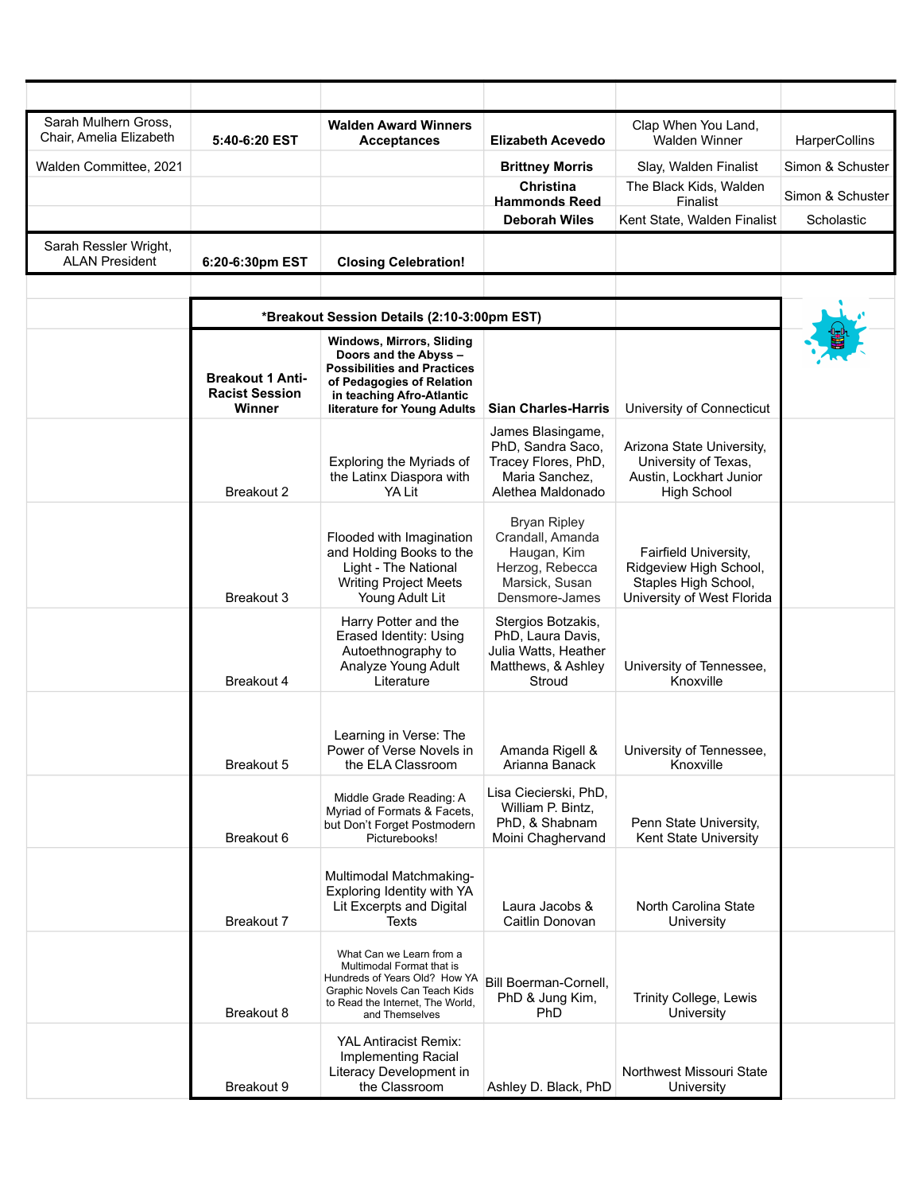| | | | | | |
|---|---|---|---|---|---|
| Sarah Mulhern Gross, Chair, Amelia Elizabeth | **5:40-6:20 EST** | **Walden Award Winners Acceptances** | **Elizabeth Acevedo** | Clap When You Land, Walden Winner | HarperCollins |
| Walden Committee, 2021 | | | **Brittney Morris** | Slay, Walden Finalist | Simon & Schuster |
| | | | **Christina Hammonds Reed** | The Black Kids, Walden Finalist | Simon & Schuster |
| | | | **Deborah Wiles** | Kent State, Walden Finalist | Scholastic |
| Sarah Ressler Wright, ALAN President | **6:20-6:30pm EST** | **Closing Celebration!** | | | |

| **\*Breakout Session Details (2:10-3:00pm EST)** | | | |
|---|---|---|---|
| **Breakout 1 Anti-Racist Session Winner** | **Windows, Mirrors, Sliding Doors and the Abyss – Possibilities and Practices of Pedagogies of Relation in teaching Afro-Atlantic literature for Young Adults** | **Sian Charles-Harris** | University of Connecticut |
| Breakout 2 | Exploring the Myriads of the Latinx Diaspora with YA Lit | James Blasingame, PhD, Sandra Saco, Tracey Flores, PhD, Maria Sanchez, Alethea Maldonado | Arizona State University, University of Texas, Austin, Lockhart Junior High School |
| Breakout 3 | Flooded with Imagination and Holding Books to the Light - The National Writing Project Meets Young Adult Lit | Bryan Ripley Crandall, Amanda Haugan, Kim Herzog, Rebecca Marsick, Susan Densmore-James | Fairfield University, Ridgeview High School, Staples High School, University of West Florida |
| Breakout 4 | Harry Potter and the Erased Identity: Using Autoethnography to Analyze Young Adult Literature | Stergios Botzakis, PhD, Laura Davis, Julia Watts, Heather Matthews, & Ashley Stroud | University of Tennessee, Knoxville |
| Breakout 5 | Learning in Verse: The Power of Verse Novels in the ELA Classroom | Amanda Rigell & Arianna Banack | University of Tennessee, Knoxville |
| Breakout 6 | Middle Grade Reading: A Myriad of Formats & Facets, but Don't Forget Postmodern Picturebooks! | Lisa Ciecierski, PhD, William P. Bintz, PhD, & Shabnam Moini Chaghervand | Penn State University, Kent State University |
| Breakout 7 | Multimodal Matchmaking-Exploring Identity with YA Lit Excerpts and Digital Texts | Laura Jacobs & Caitlin Donovan | North Carolina State University |
| Breakout 8 | What Can we Learn from a Multimodal Format that is Hundreds of Years Old? How YA Graphic Novels Can Teach Kids to Read the Internet, The World, and Themselves | Bill Boerman-Cornell, PhD & Jung Kim, PhD | Trinity College, Lewis University |
| Breakout 9 | YAL Antiracist Remix: Implementing Racial Literacy Development in the Classroom | Ashley D. Black, PhD | Northwest Missouri State University |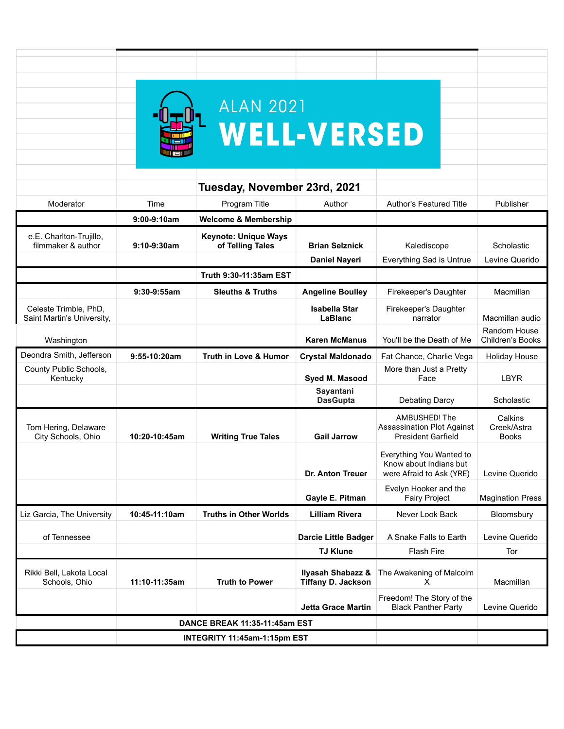# ALAN 2021 WELL-VERSED

## Tuesday, November 23rd, 2021

| Moderator | Time | Program Title | Author | Author's Featured Title | Publisher |
|---|---|---|---|---|---|
| | **9:00-9:10am** | **Welcome & Membership** | | | |
| e.E. Charlton-Trujillo, filmmaker & author | **9:10-9:30am** | **Keynote: Unique Ways of Telling Tales** | **Brian Selznick** | Kalediscope | Scholastic |
| | | | **Daniel Nayeri** | Everything Sad is Untrue | Levine Querido |
| | | **Truth 9:30-11:35am EST** | | | |
| | **9:30-9:55am** | **Sleuths & Truths** | **Angeline Boulley** | Firekeeper's Daughter | Macmillan |
| Celeste Trimble, PhD, Saint Martin's University, | | | **Isabella Star LaBlanc** | Firekeeper's Daughter narrator | Macmillan audio |
| Washington | | | **Karen McManus** | You'll be the Death of Me | Random House Children's Books |
| Deondra Smith, Jefferson | **9:55-10:20am** | **Truth in Love & Humor** | **Crystal Maldonado** | Fat Chance, Charlie Vega | Holiday House |
| County Public Schools, Kentucky | | | **Syed M. Masood** | More than Just a Pretty Face | LBYR |
| | | | **Sayantani DasGupta** | Debating Darcy | Scholastic |
| Tom Hering, Delaware City Schools, Ohio | **10:20-10:45am** | **Writing True Tales** | **Gail Jarrow** | AMBUSHED! The Assassination Plot Against President Garfield | Calkins Creek/Astra Books |
| | | | **Dr. Anton Treuer** | Everything You Wanted to Know about Indians but were Afraid to Ask (YRE) | Levine Querido |
| | | | **Gayle E. Pitman** | Evelyn Hooker and the Fairy Project | Magination Press |
| Liz Garcia, The University | **10:45-11:10am** | **Truths in Other Worlds** | **Lilliam Rivera** | Never Look Back | Bloomsbury |
| of Tennessee | | | **Darcie Little Badger** | A Snake Falls to Earth | Levine Querido |
| | | | **TJ Klune** | Flash Fire | Tor |
| Rikki Bell, Lakota Local Schools, Ohio | **11:10-11:35am** | **Truth to Power** | **Ilyasah Shabazz & Tiffany D. Jackson** | The Awakening of Malcolm X | Macmillan |
| | | | **Jetta Grace Martin** | Freedom! The Story of the Black Panther Party | Levine Querido |
| | **DANCE BREAK 11:35-11:45am EST** | | | | |
| | **INTEGRITY 11:45am-1:15pm EST** | | | | |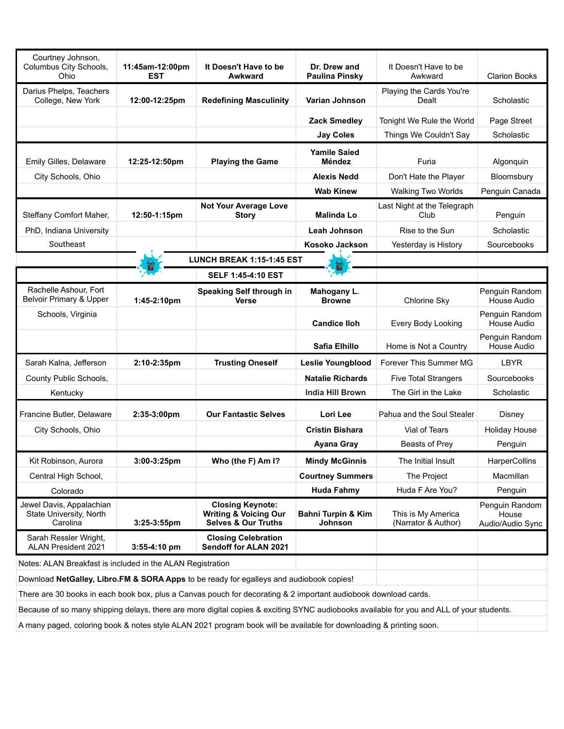| | | | | | |
|---|---|---|---|---|---|
| Courtney Johnson, Columbus City Schools, Ohio | **11:45am-12:00pm EST** | **It Doesn't Have to be Awkward** | **Dr. Drew and Paulina Pinsky** | It Doesn't Have to be Awkward | Clarion Books |
| Darius Phelps, Teachers College, New York | **12:00-12:25pm** | **Redefining Masculinity** | **Varian Johnson** | Playing the Cards You're Dealt | Scholastic |
| | | | **Zack Smedley** | Tonight We Rule the World | Page Street |
| | | | **Jay Coles** | Things We Couldn't Say | Scholastic |
| Emily Gilles, Delaware | **12:25-12:50pm** | **Playing the Game** | **Yamile Saied Méndez** | Furia | Algonquin |
| City Schools, Ohio | | | **Alexis Nedd** | Don't Hate the Player | Bloomsbury |
| | | | **Wab Kinew** | Walking Two Worlds | Penguin Canada |
| Steffany Comfort Maher, | **12:50-1:15pm** | **Not Your Average Love Story** | **Malinda Lo** | Last Night at the Telegraph Club | Penguin |
| PhD, Indiana University | | | **Leah Johnson** | Rise to the Sun | Scholastic |
| Southeast | | | **Kosoko Jackson** | Yesterday is History | Sourcebooks |
| | | **LUNCH BREAK 1:15-1:45 EST** | | | |
| | | **SELF 1:45-4:10 EST** | | | |
| Rachelle Ashour, Fort Belvoir Primary & Upper | **1:45-2:10pm** | **Speaking Self through in Verse** | **Mahogany L. Browne** | Chlorine Sky | Penguin Random House Audio |
| Schools, Virginia | | | **Candice Iloh** | Every Body Looking | Penguin Random House Audio |
| | | | **Safia Elhillo** | Home is Not a Country | Penguin Random House Audio |
| Sarah Kalna, Jefferson | **2:10-2:35pm** | **Trusting Oneself** | **Leslie Youngblood** | Forever This Summer MG | LBYR |
| County Public Schools, | | | **Natalie Richards** | Five Total Strangers | Sourcebooks |
| Kentucky | | | **India Hill Brown** | The Girl in the Lake | Scholastic |
| Francine Butler, Delaware | **2:35-3:00pm** | **Our Fantastic Selves** | **Lori Lee** | Pahua and the Soul Stealer | Disney |
| City Schools, Ohio | | | **Cristin Bishara** | Vial of Tears | Holiday House |
| | | | **Ayana Gray** | Beasts of Prey | Penguin |
| Kit Robinson, Aurora | **3:00-3:25pm** | **Who (the F) Am I?** | **Mindy McGinnis** | The Initial Insult | HarperCollins |
| Central High School, | | | **Courtney Summers** | The Project | Macmillan |
| Colorado | | | **Huda Fahmy** | Huda F Are You? | Penguin |
| Jewel Davis, Appalachian State University, North Carolina | **3:25-3:55pm** | **Closing Keynote: Writing & Voicing Our Selves & Our Truths** | **Bahni Turpin & Kim Johnson** | This is My America (Narrator & Author) | Penguin Random House Audio/Audio Sync |
| Sarah Ressler Wright, ALAN President 2021 | **3:55-4:10 pm** | **Closing Celebration Sendoff for ALAN 2021** | | | |

Notes: ALAN Breakfast is included in the ALAN Registration

Download **NetGalley, Libro.FM & SORA Apps** to be ready for egalleys and audiobook copies!

There are 30 books in each book box, plus a Canvas pouch for decorating & 2 important audiobook download cards.

Because of so many shipping delays, there are more digital copies & exciting SYNC audiobooks available for you and ALL of your students.

A many paged, coloring book & notes style ALAN 2021 program book will be available for downloading & printing soon.